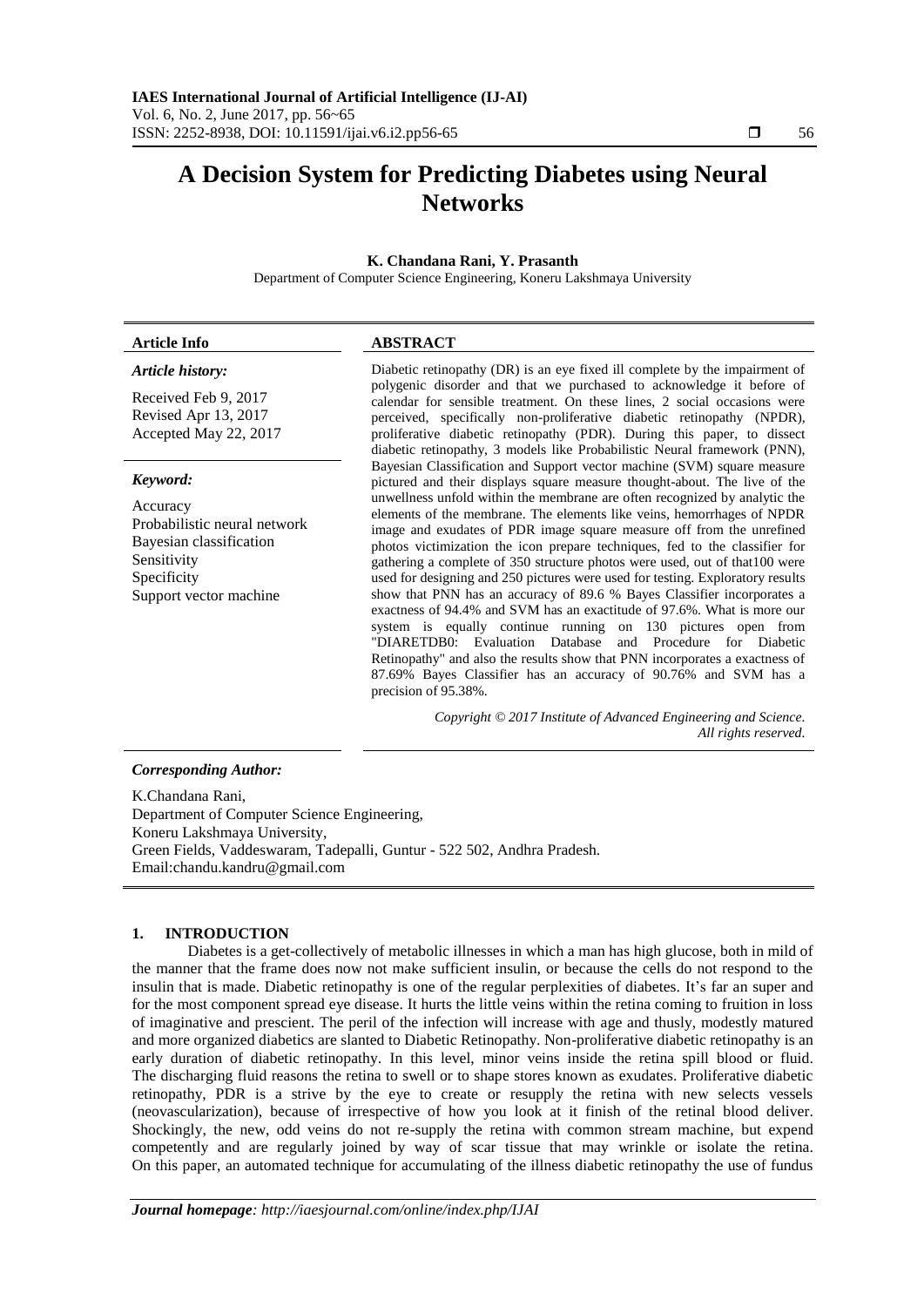# A Decision System for Predicting Diabetes using Neural Networks

**K. Chandana Rani, Y. Prasanth**

Department of Computer Science Engineering, Koneru Lakshmaya University

| **Article Info** | **ABSTRACT** |
|---|---|
| *Article history:*<br>Received Feb 9, 2017<br>Revised Apr 13, 2017<br>Accepted May 22, 2017<br><br>*Keyword:*<br>Accuracy<br>Probabilistic neural network<br>Bayesian classification<br>Sensitivity<br>Specificity<br>Support vector machine | Diabetic retinopathy (DR) is an eye fixed ill complete by the impairment of polygenic disorder and that we purchased to acknowledge it before of calendar for sensible treatment. On these lines, 2 social occasions were perceived, specifically non-proliferative diabetic retinopathy (NPDR), proliferative diabetic retinopathy (PDR). During this paper, to dissect diabetic retinopathy, 3 models like Probabilistic Neural framework (PNN), Bayesian Classification and Support vector machine (SVM) square measure pictured and their displays square measure thought-about. The live of the unwellness unfold within the membrane are often recognized by analytic the elements of the membrane. The elements like veins, hemorrhages of NPDR image and exudates of PDR image square measure off from the unrefined photos victimization the icon prepare techniques, fed to the classifier for gathering a complete of 350 structure photos were used, out of that100 were used for designing and 250 pictures were used for testing. Exploratory results show that PNN has an accuracy of 89.6 % Bayes Classifier incorporates a exactness of 94.4% and SVM has an exactitude of 97.6%. What is more our system is equally continue running on 130 pictures open from "DIARETDB0: Evaluation Database and Procedure for Diabetic Retinopathy" and also the results show that PNN incorporates a exactness of 87.69% Bayes Classifier has an accuracy of 90.76% and SVM has a precision of 95.38%.<br><br>*Copyright © 2017 Institute of Advanced Engineering and Science. All rights reserved.* |

***Corresponding Author:***

K.Chandana Rani,
Department of Computer Science Engineering,
Koneru Lakshmaya University,
Green Fields, Vaddeswaram, Tadepalli, Guntur - 522 502, Andhra Pradesh.
Email:chandu.kandru@gmail.com

## 1. INTRODUCTION

Diabetes is a get-collectively of metabolic illnesses in which a man has high glucose, both in mild of the manner that the frame does now not make sufficient insulin, or because the cells do not respond to the insulin that is made. Diabetic retinopathy is one of the regular perplexities of diabetes. It's far an super and for the most component spread eye disease. It hurts the little veins within the retina coming to fruition in loss of imaginative and prescient. The peril of the infection will increase with age and thusly, modestly matured and more organized diabetics are slanted to Diabetic Retinopathy. Non-proliferative diabetic retinopathy is an early duration of diabetic retinopathy. In this level, minor veins inside the retina spill blood or fluid. The discharging fluid reasons the retina to swell or to shape stores known as exudates. Proliferative diabetic retinopathy, PDR is a strive by the eye to create or resupply the retina with new selects vessels (neovascularization), because of irrespective of how you look at it finish of the retinal blood deliver. Shockingly, the new, odd veins do not re-supply the retina with common stream machine, but expend competently and are regularly joined by way of scar tissue that may wrinkle or isolate the retina. On this paper, an automated technique for accumulating of the illness diabetic retinopathy the use of fundus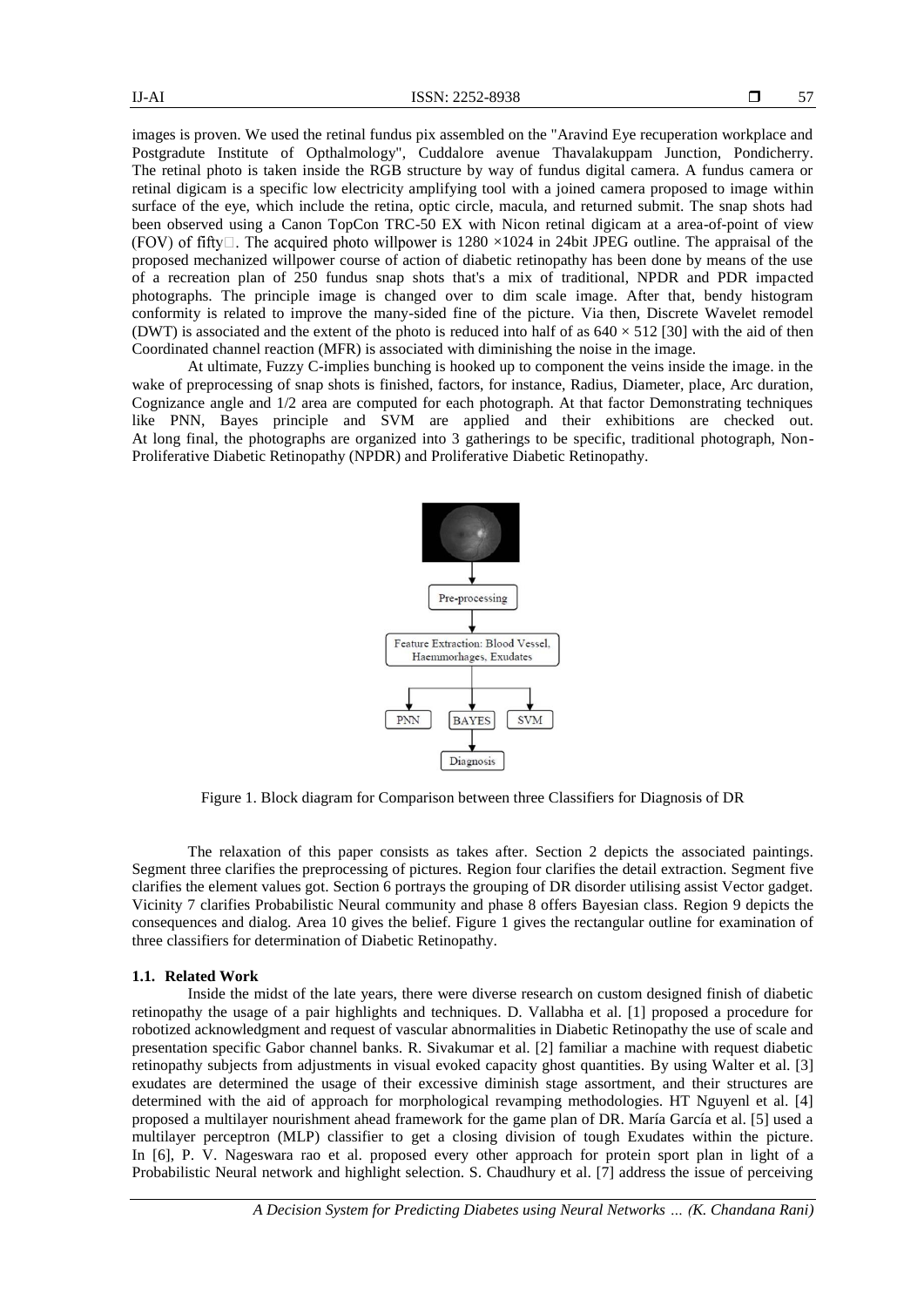images is proven. We used the retinal fundus pix assembled on the "Aravind Eye recuperation workplace and Postgradute Institute of Opthalmology", Cuddalore avenue Thavalakuppam Junction, Pondicherry. The retinal photo is taken inside the RGB structure by way of fundus digital camera. A fundus camera or retinal digicam is a specific low electricity amplifying tool with a joined camera proposed to image within surface of the eye, which include the retina, optic circle, macula, and returned submit. The snap shots had been observed using a Canon TopCon TRC-50 EX with Nicon retinal digicam at a area-of-point of view (FOV) of fifty□. The acquired photo willpower is 1280 ×1024 in 24bit JPEG outline. The appraisal of the proposed mechanized willpower course of action of diabetic retinopathy has been done by means of the use of a recreation plan of 250 fundus snap shots that's a mix of traditional, NPDR and PDR impacted photographs. The principle image is changed over to dim scale image. After that, bendy histogram conformity is related to improve the many-sided fine of the picture. Via then, Discrete Wavelet remodel (DWT) is associated and the extent of the photo is reduced into half of as $640 \times 512$ [30] with the aid of then Coordinated channel reaction (MFR) is associated with diminishing the noise in the image.

At ultimate, Fuzzy C-implies bunching is hooked up to component the veins inside the image. in the wake of preprocessing of snap shots is finished, factors, for instance, Radius, Diameter, place, Arc duration, Cognizance angle and 1/2 area are computed for each photograph. At that factor Demonstrating techniques like PNN, Bayes principle and SVM are applied and their exhibitions are checked out. At long final, the photographs are organized into 3 gatherings to be specific, traditional photograph, Non-Proliferative Diabetic Retinopathy (NPDR) and Proliferative Diabetic Retinopathy.

Figure 1. Block diagram for Comparison between three Classifiers for Diagnosis of DR

The relaxation of this paper consists as takes after. Section 2 depicts the associated paintings. Segment three clarifies the preprocessing of pictures. Region four clarifies the detail extraction. Segment five clarifies the element values got. Section 6 portrays the grouping of DR disorder utilising assist Vector gadget. Vicinity 7 clarifies Probabilistic Neural community and phase 8 offers Bayesian class. Region 9 depicts the consequences and dialog. Area 10 gives the belief. Figure 1 gives the rectangular outline for examination of three classifiers for determination of Diabetic Retinopathy.

### 1.1. Related Work

Inside the midst of the late years, there were diverse research on custom designed finish of diabetic retinopathy the usage of a pair highlights and techniques. D. Vallabha et al. [1] proposed a procedure for robotized acknowledgment and request of vascular abnormalities in Diabetic Retinopathy the use of scale and presentation specific Gabor channel banks. R. Sivakumar et al. [2] familiar a machine with request diabetic retinopathy subjects from adjustments in visual evoked capacity ghost quantities. By using Walter et al. [3] exudates are determined the usage of their excessive diminish stage assortment, and their structures are determined with the aid of approach for morphological revamping methodologies. HT Nguyenl et al. [4] proposed a multilayer nourishment ahead framework for the game plan of DR. María García et al. [5] used a multilayer perceptron (MLP) classifier to get a closing division of tough Exudates within the picture. In [6], P. V. Nageswara rao et al. proposed every other approach for protein sport plan in light of a Probabilistic Neural network and highlight selection. S. Chaudhury et al. [7] address the issue of perceiving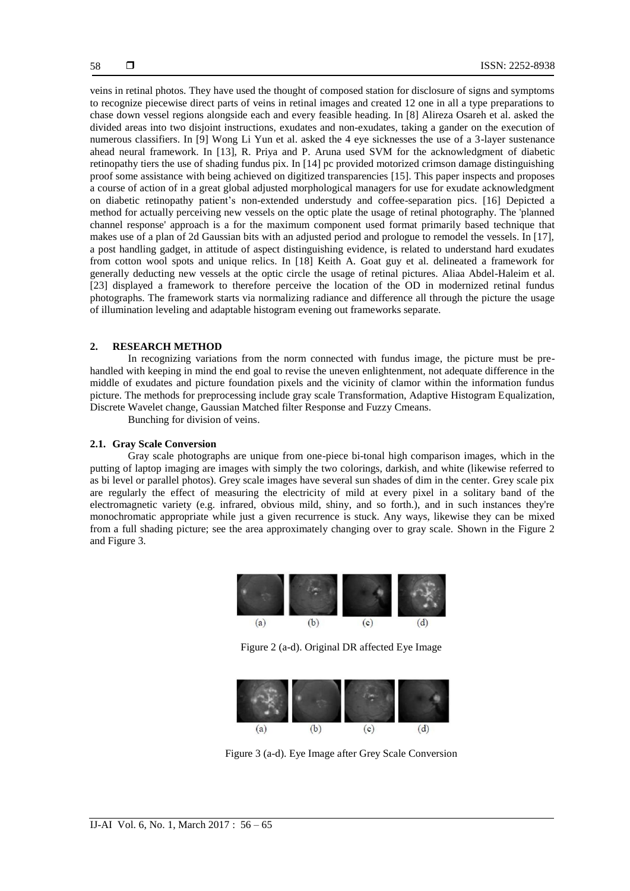veins in retinal photos. They have used the thought of composed station for disclosure of signs and symptoms to recognize piecewise direct parts of veins in retinal images and created 12 one in all a type preparations to chase down vessel regions alongside each and every feasible heading. In [8] Alireza Osareh et al. asked the divided areas into two disjoint instructions, exudates and non-exudates, taking a gander on the execution of numerous classifiers. In [9] Wong Li Yun et al. asked the 4 eye sicknesses the use of a 3-layer sustenance ahead neural framework. In [13], R. Priya and P. Aruna used SVM for the acknowledgment of diabetic retinopathy tiers the use of shading fundus pix. In [14] pc provided motorized crimson damage distinguishing proof some assistance with being achieved on digitized transparencies [15]. This paper inspects and proposes a course of action of in a great global adjusted morphological managers for use for exudate acknowledgment on diabetic retinopathy patient's non-extended understudy and coffee-separation pics. [16] Depicted a method for actually perceiving new vessels on the optic plate the usage of retinal photography. The 'planned channel response' approach is a for the maximum component used format primarily based technique that makes use of a plan of 2d Gaussian bits with an adjusted period and prologue to remodel the vessels. In [17], a post handling gadget, in attitude of aspect distinguishing evidence, is related to understand hard exudates from cotton wool spots and unique relics. In [18] Keith A. Goat guy et al. delineated a framework for generally deducting new vessels at the optic circle the usage of retinal pictures. Aliaa Abdel-Haleim et al. [23] displayed a framework to therefore perceive the location of the OD in modernized retinal fundus photographs. The framework starts via normalizing radiance and difference all through the picture the usage of illumination leveling and adaptable histogram evening out frameworks separate.

## 2. RESEARCH METHOD

In recognizing variations from the norm connected with fundus image, the picture must be pre-handled with keeping in mind the end goal to revise the uneven enlightenment, not adequate difference in the middle of exudates and picture foundation pixels and the vicinity of clamor within the information fundus picture. The methods for preprocessing include gray scale Transformation, Adaptive Histogram Equalization, Discrete Wavelet change, Gaussian Matched filter Response and Fuzzy Cmeans.

Bunching for division of veins.

### 2.1. Gray Scale Conversion

Gray scale photographs are unique from one-piece bi-tonal high comparison images, which in the putting of laptop imaging are images with simply the two colorings, darkish, and white (likewise referred to as bi level or parallel photos). Grey scale images have several sun shades of dim in the center. Grey scale pix are regularly the effect of measuring the electricity of mild at every pixel in a solitary band of the electromagnetic variety (e.g. infrared, obvious mild, shiny, and so forth.), and in such instances they're monochromatic appropriate while just a given recurrence is stuck. Any ways, likewise they can be mixed from a full shading picture; see the area approximately changing over to gray scale. Shown in the Figure 2 and Figure 3.

Figure 2 (a-d). Original DR affected Eye Image

Figure 3 (a-d). Eye Image after Grey Scale Conversion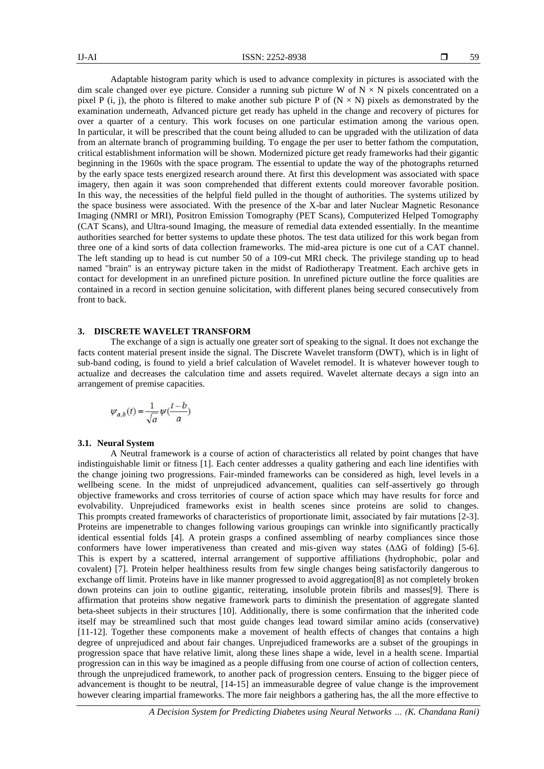Adaptable histogram parity which is used to advance complexity in pictures is associated with the dim scale changed over eye picture. Consider a running sub picture W of $N \times N$ pixels concentrated on a pixel P (i, j), the photo is filtered to make another sub picture P of $(N \times N)$ pixels as demonstrated by the examination underneath, Advanced picture get ready has upheld in the change and recovery of pictures for over a quarter of a century. This work focuses on one particular estimation among the various open. In particular, it will be prescribed that the count being alluded to can be upgraded with the utilization of data from an alternate branch of programming building. To engage the per user to better fathom the computation, critical establishment information will be shown. Modernized picture get ready frameworks had their gigantic beginning in the 1960s with the space program. The essential to update the way of the photographs returned by the early space tests energized research around there. At first this development was associated with space imagery, then again it was soon comprehended that different extents could moreover favorable position. In this way, the necessities of the helpful field pulled in the thought of authorities. The systems utilized by the space business were associated. With the presence of the X-bar and later Nuclear Magnetic Resonance Imaging (NMRI or MRI), Positron Emission Tomography (PET Scans), Computerized Helped Tomography (CAT Scans), and Ultra-sound Imaging, the measure of remedial data extended essentially. In the meantime authorities searched for better systems to update these photos. The test data utilized for this work began from three one of a kind sorts of data collection frameworks. The mid-area picture is one cut of a CAT channel. The left standing up to head is cut number 50 of a 109-cut MRI check. The privilege standing up to head named "brain" is an entryway picture taken in the midst of Radiotherapy Treatment. Each archive gets in contact for development in an unrefined picture position. In unrefined picture outline the force qualities are contained in a record in section genuine solicitation, with different planes being secured consecutively from front to back.

## 3. DISCRETE WAVELET TRANSFORM

The exchange of a sign is actually one greater sort of speaking to the signal. It does not exchange the facts content material present inside the signal. The Discrete Wavelet transform (DWT), which is in light of sub-band coding, is found to yield a brief calculation of Wavelet remodel. It is whatever however tough to actualize and decreases the calculation time and assets required. Wavelet alternate decays a sign into an arrangement of premise capacities.

$$\psi_{a,b}(t) = \frac{1}{\sqrt{a}}\psi\left(\frac{t-b}{a}\right)$$

### 3.1. Neural System

A Neutral framework is a course of action of characteristics all related by point changes that have indistinguishable limit or fitness [1]. Each center addresses a quality gathering and each line identifies with the change joining two progressions. Fair-minded frameworks can be considered as high, level levels in a wellbeing scene. In the midst of unprejudiced advancement, qualities can self-assertively go through objective frameworks and cross territories of course of action space which may have results for force and evolvability. Unprejudiced frameworks exist in health scenes since proteins are solid to changes. This prompts created frameworks of characteristics of proportionate limit, associated by fair mutations [2-3]. Proteins are impenetrable to changes following various groupings can wrinkle into significantly practically identical essential folds [4]. A protein grasps a confined assembling of nearby compliances since those conformers have lower imperativeness than created and mis-given way states ($\Delta\Delta G$ of folding) [5-6]. This is expert by a scattered, internal arrangement of supportive affiliations (hydrophobic, polar and covalent) [7]. Protein helper healthiness results from few single changes being satisfactorily dangerous to exchange off limit. Proteins have in like manner progressed to avoid aggregation[8] as not completely broken down proteins can join to outline gigantic, reiterating, insoluble protein fibrils and masses[9]. There is affirmation that proteins show negative framework parts to diminish the presentation of aggregate slanted beta-sheet subjects in their structures [10]. Additionally, there is some confirmation that the inherited code itself may be streamlined such that most guide changes lead toward similar amino acids (conservative) [11-12]. Together these components make a movement of health effects of changes that contains a high degree of unprejudiced and about fair changes. Unprejudiced frameworks are a subset of the groupings in progression space that have relative limit, along these lines shape a wide, level in a health scene. Impartial progression can in this way be imagined as a people diffusing from one course of action of collection centers, through the unprejudiced framework, to another pack of progression centers. Ensuing to the bigger piece of advancement is thought to be neutral, [14-15] an immeasurable degree of value change is the improvement however clearing impartial frameworks. The more fair neighbors a gathering has, the all the more effective to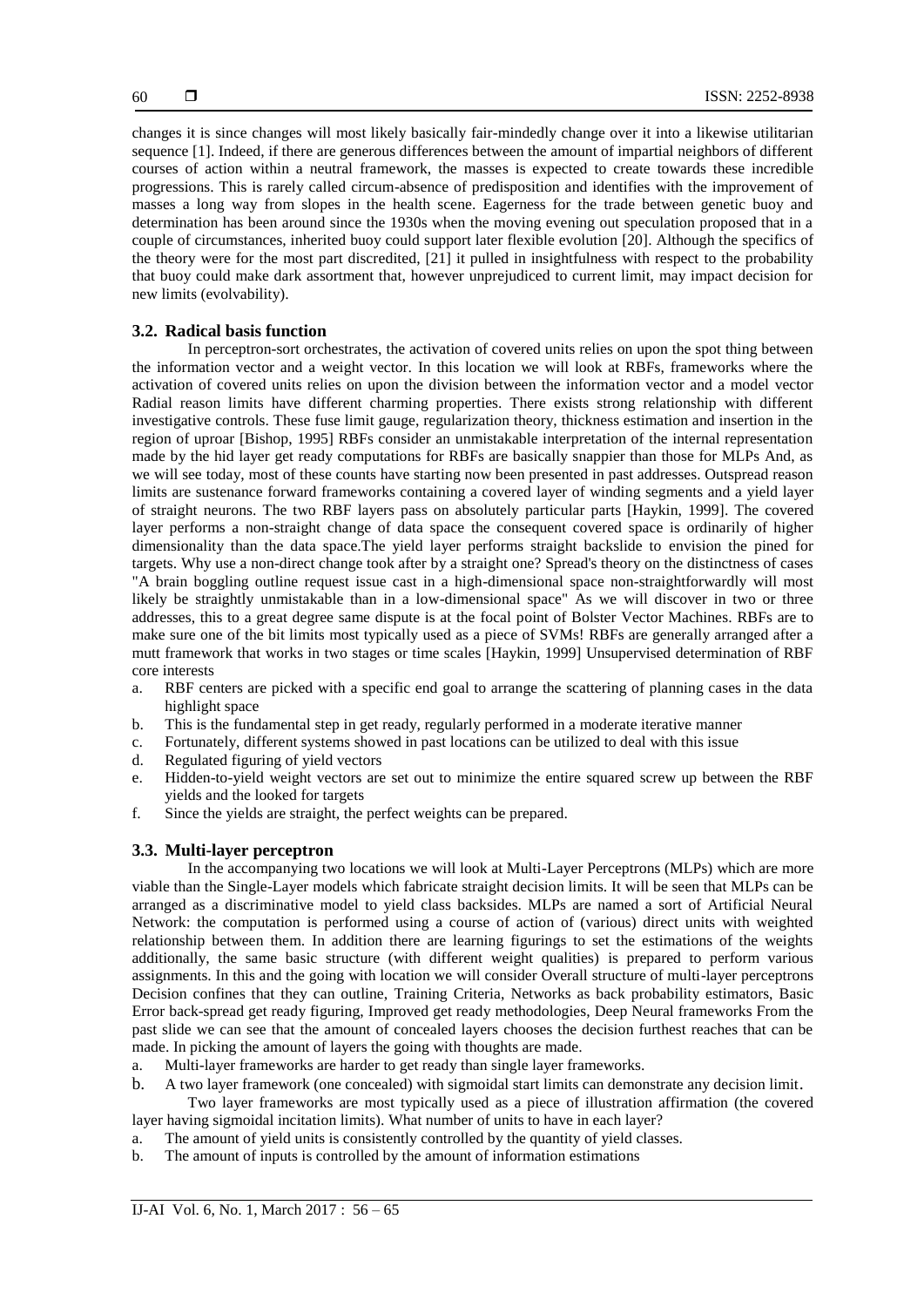changes it is since changes will most likely basically fair-mindedly change over it into a likewise utilitarian sequence [1]. Indeed, if there are generous differences between the amount of impartial neighbors of different courses of action within a neutral framework, the masses is expected to create towards these incredible progressions. This is rarely called circum-absence of predisposition and identifies with the improvement of masses a long way from slopes in the health scene. Eagerness for the trade between genetic buoy and determination has been around since the 1930s when the moving evening out speculation proposed that in a couple of circumstances, inherited buoy could support later flexible evolution [20]. Although the specifics of the theory were for the most part discredited, [21] it pulled in insightfulness with respect to the probability that buoy could make dark assortment that, however unprejudiced to current limit, may impact decision for new limits (evolvability).

### 3.2. Radical basis function

In perceptron-sort orchestrates, the activation of covered units relies on upon the spot thing between the information vector and a weight vector. In this location we will look at RBFs, frameworks where the activation of covered units relies on upon the division between the information vector and a model vector Radial reason limits have different charming properties. There exists strong relationship with different investigative controls. These fuse limit gauge, regularization theory, thickness estimation and insertion in the region of uproar [Bishop, 1995] RBFs consider an unmistakable interpretation of the internal representation made by the hid layer get ready computations for RBFs are basically snappier than those for MLPs And, as we will see today, most of these counts have starting now been presented in past addresses. Outspread reason limits are sustenance forward frameworks containing a covered layer of winding segments and a yield layer of straight neurons. The two RBF layers pass on absolutely particular parts [Haykin, 1999]. The covered layer performs a non-straight change of data space the consequent covered space is ordinarily of higher dimensionality than the data space.The yield layer performs straight backslide to envision the pined for targets. Why use a non-direct change took after by a straight one? Spread's theory on the distinctness of cases "A brain boggling outline request issue cast in a high-dimensional space non-straightforwardly will most likely be straightly unmistakable than in a low-dimensional space" As we will discover in two or three addresses, this to a great degree same dispute is at the focal point of Bolster Vector Machines. RBFs are to make sure one of the bit limits most typically used as a piece of SVMs! RBFs are generally arranged after a mutt framework that works in two stages or time scales [Haykin, 1999] Unsupervised determination of RBF core interests

a. RBF centers are picked with a specific end goal to arrange the scattering of planning cases in the data highlight space
b. This is the fundamental step in get ready, regularly performed in a moderate iterative manner
c. Fortunately, different systems showed in past locations can be utilized to deal with this issue
d. Regulated figuring of yield vectors
e. Hidden-to-yield weight vectors are set out to minimize the entire squared screw up between the RBF yields and the looked for targets
f. Since the yields are straight, the perfect weights can be prepared.

### 3.3. Multi-layer perceptron

In the accompanying two locations we will look at Multi-Layer Perceptrons (MLPs) which are more viable than the Single-Layer models which fabricate straight decision limits. It will be seen that MLPs can be arranged as a discriminative model to yield class backsides. MLPs are named a sort of Artificial Neural Network: the computation is performed using a course of action of (various) direct units with weighted relationship between them. In addition there are learning figurings to set the estimations of the weights additionally, the same basic structure (with different weight qualities) is prepared to perform various assignments. In this and the going with location we will consider Overall structure of multi-layer perceptrons Decision confines that they can outline, Training Criteria, Networks as back probability estimators, Basic Error back-spread get ready figuring, Improved get ready methodologies, Deep Neural frameworks From the past slide we can see that the amount of concealed layers chooses the decision furthest reaches that can be made. In picking the amount of layers the going with thoughts are made.

a. Multi-layer frameworks are harder to get ready than single layer frameworks.
b. A two layer framework (one concealed) with sigmoidal start limits can demonstrate any decision limit.

Two layer frameworks are most typically used as a piece of illustration affirmation (the covered layer having sigmoidal incitation limits). What number of units to have in each layer?

a. The amount of yield units is consistently controlled by the quantity of yield classes.
b. The amount of inputs is controlled by the amount of information estimations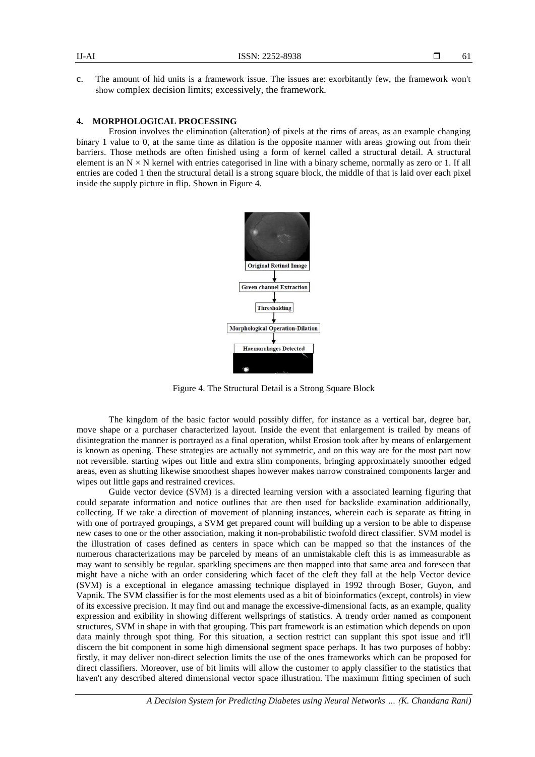c. The amount of hid units is a framework issue. The issues are: exorbitantly few, the framework won't show complex decision limits; excessively, the framework.

## 4. MORPHOLOGICAL PROCESSING

Erosion involves the elimination (alteration) of pixels at the rims of areas, as an example changing binary 1 value to 0, at the same time as dilation is the opposite manner with areas growing out from their barriers. Those methods are often finished using a form of kernel called a structural detail. A structural element is an $N \times N$ kernel with entries categorised in line with a binary scheme, normally as zero or 1. If all entries are coded 1 then the structural detail is a strong square block, the middle of that is laid over each pixel inside the supply picture in flip. Shown in Figure 4.

Figure 4. The Structural Detail is a Strong Square Block

The kingdom of the basic factor would possibly differ, for instance as a vertical bar, degree bar, move shape or a purchaser characterized layout. Inside the event that enlargement is trailed by means of disintegration the manner is portrayed as a final operation, whilst Erosion took after by means of enlargement is known as opening. These strategies are actually not symmetric, and on this way are for the most part now not reversible. starting wipes out little and extra slim components, bringing approximately smoother edged areas, even as shutting likewise smoothest shapes however makes narrow constrained components larger and wipes out little gaps and restrained crevices.

Guide vector device (SVM) is a directed learning version with a associated learning figuring that could separate information and notice outlines that are then used for backslide examination additionally, collecting. If we take a direction of movement of planning instances, wherein each is separate as fitting in with one of portrayed groupings, a SVM get prepared count will building up a version to be able to dispense new cases to one or the other association, making it non-probabilistic twofold direct classifier. SVM model is the illustration of cases defined as centers in space which can be mapped so that the instances of the numerous characterizations may be parceled by means of an unmistakable cleft this is as immeasurable as may want to sensibly be regular. sparkling specimens are then mapped into that same area and foreseen that might have a niche with an order considering which facet of the cleft they fall at the help Vector device (SVM) is a exceptional in elegance amassing technique displayed in 1992 through Boser, Guyon, and Vapnik. The SVM classifier is for the most elements used as a bit of bioinformatics (except, controls) in view of its excessive precision. It may find out and manage the excessive-dimensional facts, as an example, quality expression and exibility in showing different wellsprings of statistics. A trendy order named as component structures, SVM in shape in with that grouping. This part framework is an estimation which depends on upon data mainly through spot thing. For this situation, a section restrict can supplant this spot issue and it'll discern the bit component in some high dimensional segment space perhaps. It has two purposes of hobby: firstly, it may deliver non-direct selection limits the use of the ones frameworks which can be proposed for direct classifiers. Moreover, use of bit limits will allow the customer to apply classifier to the statistics that haven't any described altered dimensional vector space illustration. The maximum fitting specimen of such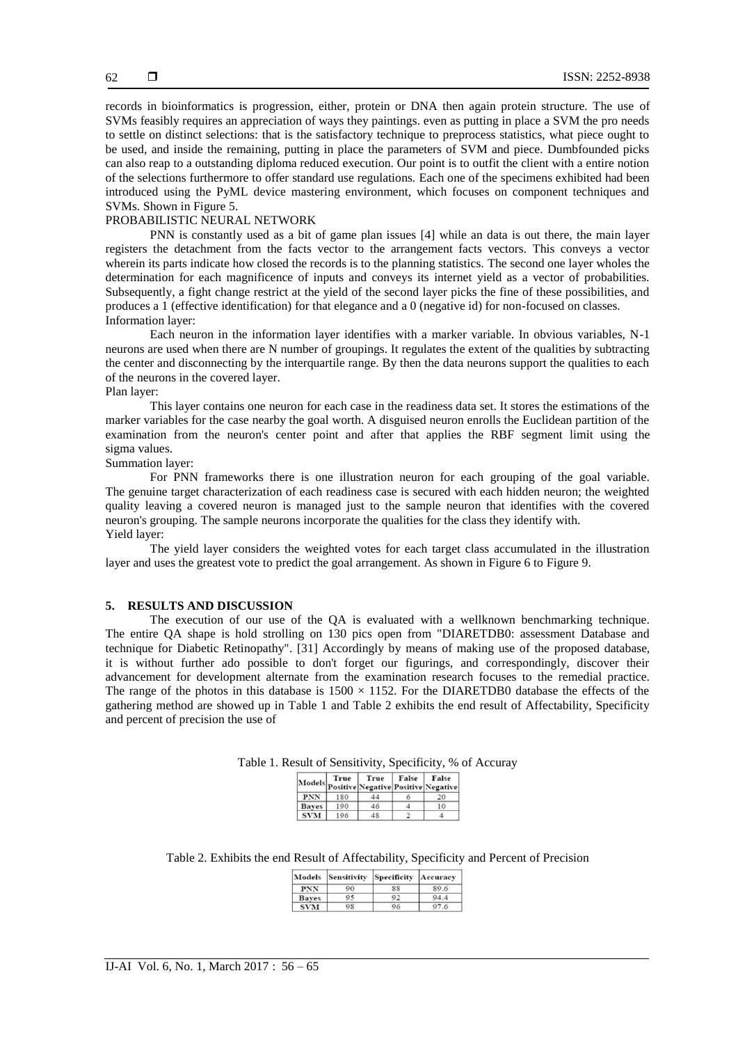records in bioinformatics is progression, either, protein or DNA then again protein structure. The use of SVMs feasibly requires an appreciation of ways they paintings. even as putting in place a SVM the pro needs to settle on distinct selections: that is the satisfactory technique to preprocess statistics, what piece ought to be used, and inside the remaining, putting in place the parameters of SVM and piece. Dumbfounded picks can also reap to a outstanding diploma reduced execution. Our point is to outfit the client with a entire notion of the selections furthermore to offer standard use regulations. Each one of the specimens exhibited had been introduced using the PyML device mastering environment, which focuses on component techniques and SVMs. Shown in Figure 5.

PROBABILISTIC NEURAL NETWORK

PNN is constantly used as a bit of game plan issues [4] while an data is out there, the main layer registers the detachment from the facts vector to the arrangement facts vectors. This conveys a vector wherein its parts indicate how closed the records is to the planning statistics. The second one layer wholes the determination for each magnificence of inputs and conveys its internet yield as a vector of probabilities. Subsequently, a fight change restrict at the yield of the second layer picks the fine of these possibilities, and produces a 1 (effective identification) for that elegance and a 0 (negative id) for non-focused on classes.

Information layer:

Each neuron in the information layer identifies with a marker variable. In obvious variables, N-1 neurons are used when there are N number of groupings. It regulates the extent of the qualities by subtracting the center and disconnecting by the interquartile range. By then the data neurons support the qualities to each of the neurons in the covered layer.

Plan layer:

This layer contains one neuron for each case in the readiness data set. It stores the estimations of the marker variables for the case nearby the goal worth. A disguised neuron enrolls the Euclidean partition of the examination from the neuron's center point and after that applies the RBF segment limit using the sigma values.

Summation layer:

For PNN frameworks there is one illustration neuron for each grouping of the goal variable. The genuine target characterization of each readiness case is secured with each hidden neuron; the weighted quality leaving a covered neuron is managed just to the sample neuron that identifies with the covered neuron's grouping. The sample neurons incorporate the qualities for the class they identify with.

Yield layer:

The yield layer considers the weighted votes for each target class accumulated in the illustration layer and uses the greatest vote to predict the goal arrangement. As shown in Figure 6 to Figure 9.

## 5. RESULTS AND DISCUSSION

The execution of our use of the QA is evaluated with a wellknown benchmarking technique. The entire QA shape is hold strolling on 130 pics open from "DIARETDB0: assessment Database and technique for Diabetic Retinopathy". [31] Accordingly by means of making use of the proposed database, it is without further ado possible to don't forget our figurings, and correspondingly, discover their advancement for development alternate from the examination research focuses to the remedial practice. The range of the photos in this database is $1500 \times 1152$. For the DIARETDB0 database the effects of the gathering method are showed up in Table 1 and Table 2 exhibits the end result of Affectability, Specificity and percent of precision the use of

Table 1. Result of Sensitivity, Specificity, % of Accuray

| Models | True Positive | True Negative | False Positive | False Negative |
|---|---|---|---|---|
| PNN | 180 | 44 | 6 | 20 |
| Bayes | 190 | 46 | 4 | 10 |
| SVM | 196 | 48 | 2 | 4 |

Table 2. Exhibits the end Result of Affectability, Specificity and Percent of Precision

| Models | Sensitivity | Specificity | Accuracy |
|---|---|---|---|
| PNN | 90 | 88 | 89.6 |
| Bayes | 95 | 92 | 94.4 |
| SVM | 98 | 96 | 97.6 |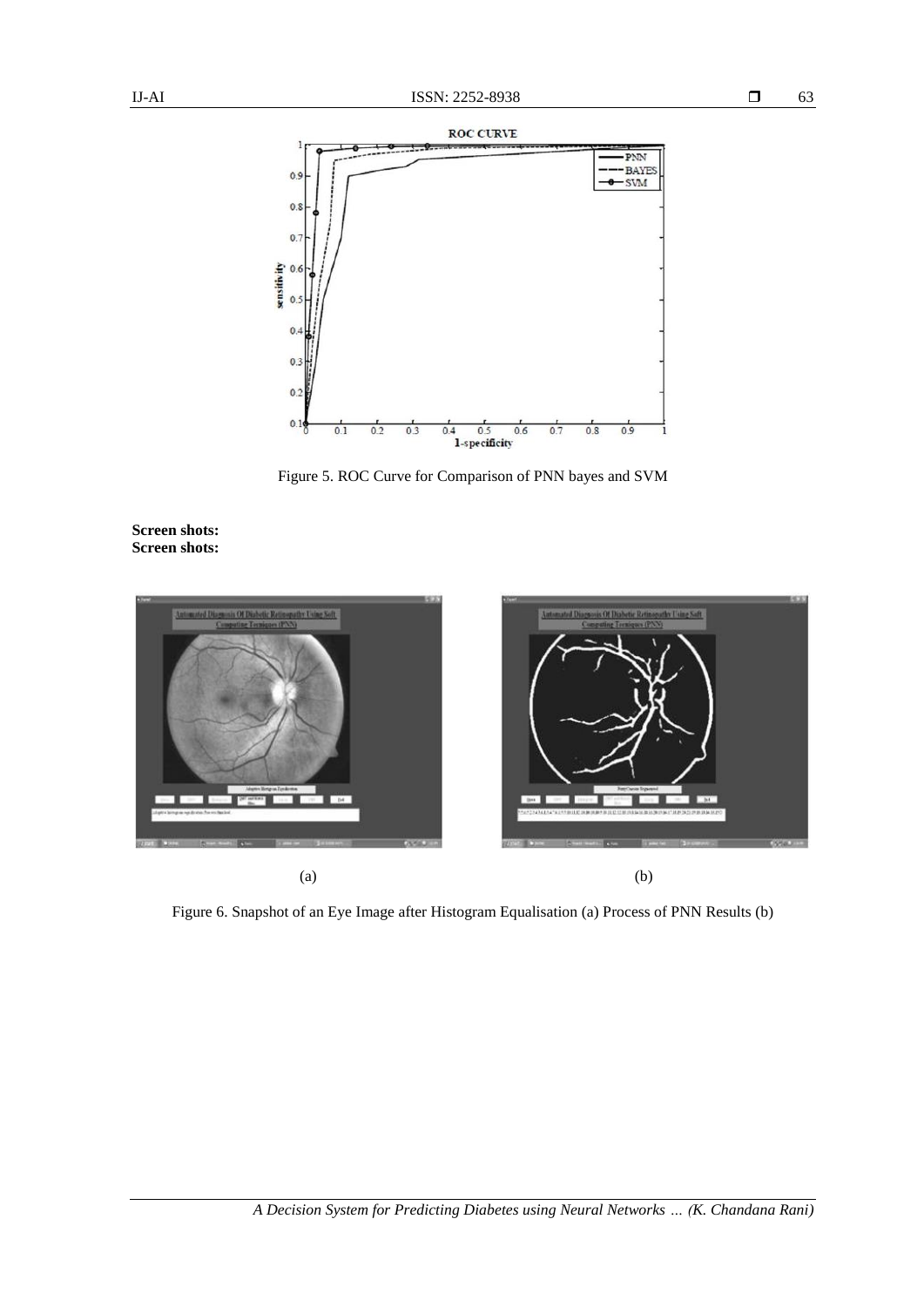Figure 5. ROC Curve for Comparison of PNN bayes and SVM

**Screen shots:**
**Screen shots:**

(a) (b)

Figure 6. Snapshot of an Eye Image after Histogram Equalisation (a) Process of PNN Results (b)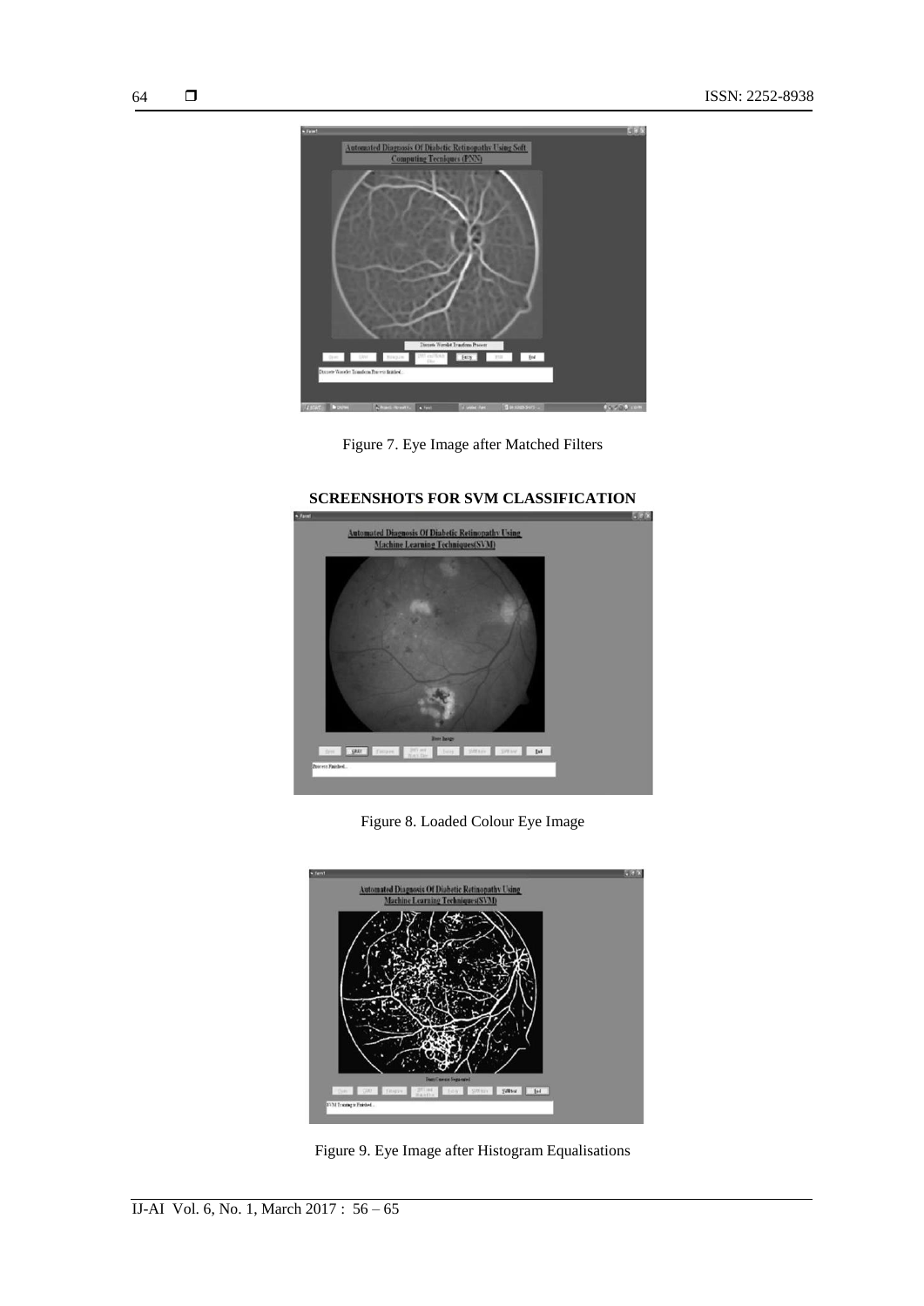Figure 7. Eye Image after Matched Filters

**SCREENSHOTS FOR SVM CLASSIFICATION**

Figure 8. Loaded Colour Eye Image

Figure 9. Eye Image after Histogram Equalisations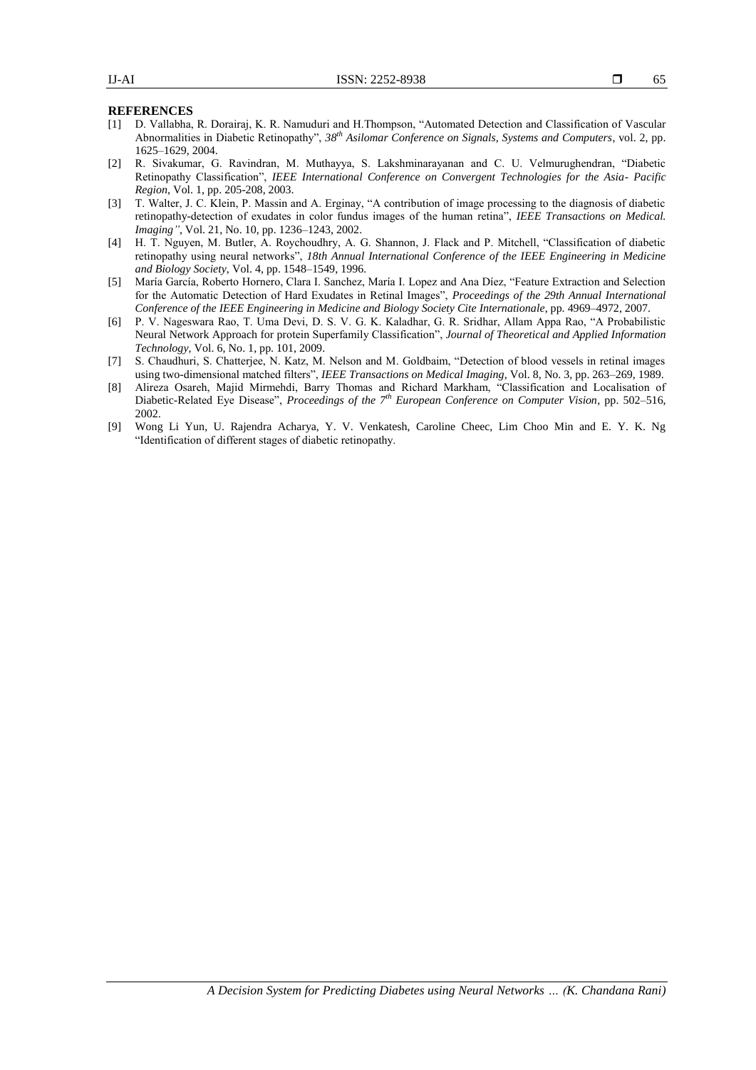**REFERENCES**

[1] D. Vallabha, R. Dorairaj, K. R. Namuduri and H.Thompson, "Automated Detection and Classification of Vascular Abnormalities in Diabetic Retinopathy", *38th Asilomar Conference on Signals, Systems and Computers*, vol. 2, pp. 1625–1629, 2004.

[2] R. Sivakumar, G. Ravindran, M. Muthayya, S. Lakshminarayanan and C. U. Velmurughendran, "Diabetic Retinopathy Classification", *IEEE International Conference on Convergent Technologies for the Asia- Pacific Region*, Vol. 1, pp. 205-208, 2003.

[3] T. Walter, J. C. Klein, P. Massin and A. Erginay, "A contribution of image processing to the diagnosis of diabetic retinopathy-detection of exudates in color fundus images of the human retina", *IEEE Transactions on Medical. Imaging"*, Vol. 21, No. 10, pp. 1236–1243, 2002.

[4] H. T. Nguyen, M. Butler, A. Roychoudhry, A. G. Shannon, J. Flack and P. Mitchell, "Classification of diabetic retinopathy using neural networks", *18th Annual International Conference of the IEEE Engineering in Medicine and Biology Society*, Vol. 4, pp. 1548–1549, 1996.

[5] María García, Roberto Hornero, Clara I. Sanchez, María I. Lopez and Ana Díez, "Feature Extraction and Selection for the Automatic Detection of Hard Exudates in Retinal Images", *Proceedings of the 29th Annual International Conference of the IEEE Engineering in Medicine and Biology Society Cite Internationale*, pp. 4969–4972, 2007.

[6] P. V. Nageswara Rao, T. Uma Devi, D. S. V. G. K. Kaladhar, G. R. Sridhar, Allam Appa Rao, "A Probabilistic Neural Network Approach for protein Superfamily Classification", *Journal of Theoretical and Applied Information Technology*, Vol. 6, No. 1, pp. 101, 2009.

[7] S. Chaudhuri, S. Chatterjee, N. Katz, M. Nelson and M. Goldbaim, "Detection of blood vessels in retinal images using two-dimensional matched filters", *IEEE Transactions on Medical Imaging*, Vol. 8, No. 3, pp. 263–269, 1989.

[8] Alireza Osareh, Majid Mirmehdi, Barry Thomas and Richard Markham, "Classification and Localisation of Diabetic-Related Eye Disease", *Proceedings of the 7th European Conference on Computer Vision*, pp. 502–516, 2002.

[9] Wong Li Yun, U. Rajendra Acharya, Y. V. Venkatesh, Caroline Cheec, Lim Choo Min and E. Y. K. Ng "Identification of different stages of diabetic retinopathy.